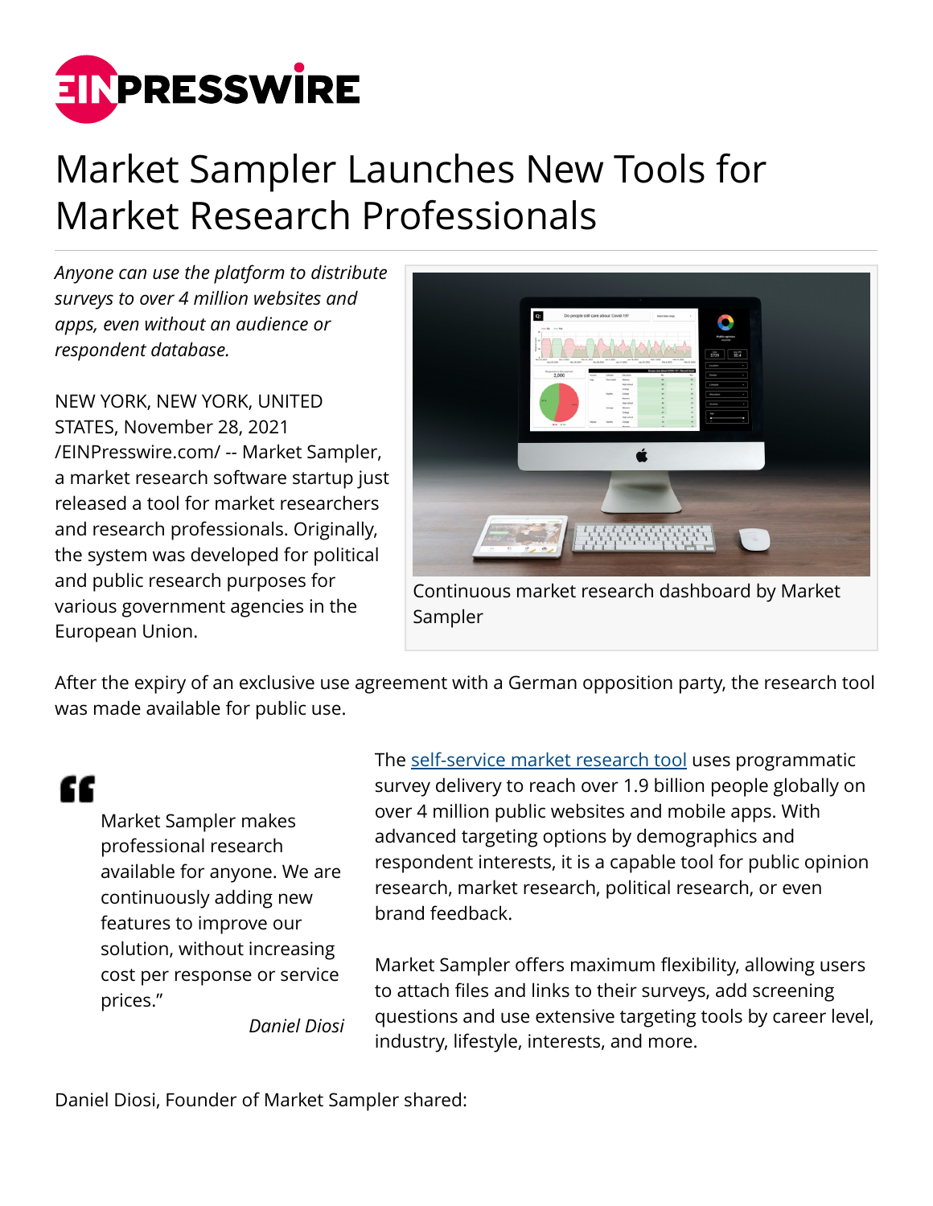# Market Sampler Launches New Tools for Market Research Professionals

*Anyone can use the platform to distribute surveys to over 4 million websites and apps, even without an audience or respondent database.*

Continuous market research dashboard by Market Sampler

NEW YORK, NEW YORK, UNITED STATES, November 28, 2021 /EINPresswire.com/ -- Market Sampler, a market research software startup just released a tool for market researchers and research professionals. Originally, the system was developed for political and public research purposes for various government agencies in the European Union.

After the expiry of an exclusive use agreement with a German opposition party, the research tool was made available for public use.

> Market Sampler makes professional research available for anyone. We are continuously adding new features to improve our solution, without increasing cost per response or service prices."
>
> *Daniel Diosi*

The [self-service market research tool](#) uses programmatic survey delivery to reach over 1.9 billion people globally on over 4 million public websites and mobile apps. With advanced targeting options by demographics and respondent interests, it is a capable tool for public opinion research, market research, political research, or even brand feedback.

Market Sampler offers maximum flexibility, allowing users to attach files and links to their surveys, add screening questions and use extensive targeting tools by career level, industry, lifestyle, interests, and more.

Daniel Diosi, Founder of Market Sampler shared: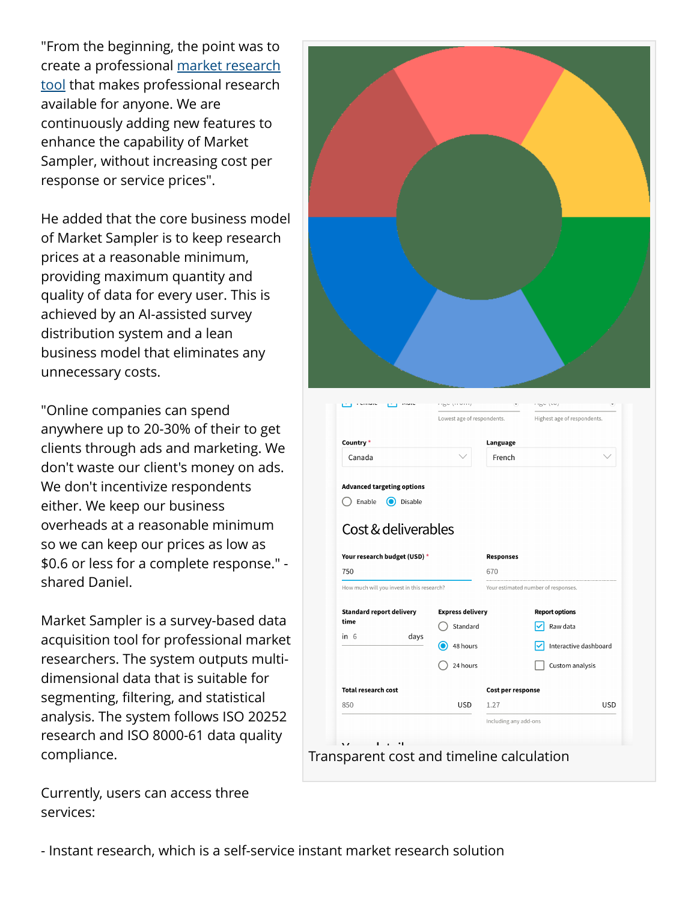"From the beginning, the point was to create a professional market research tool that makes professional research available for anyone. We are continuously adding new features to enhance the capability of Market Sampler, without increasing cost per response or service prices".

He added that the core business model of Market Sampler is to keep research prices at a reasonable minimum, providing maximum quantity and quality of data for every user. This is achieved by an AI-assisted survey distribution system and a lean business model that eliminates any unnecessary costs.

"Online companies can spend anywhere up to 20-30% of their to get clients through ads and marketing. We don't waste our client's money on ads. We don't incentivize respondents either. We keep our business overheads at a reasonable minimum so we can keep our prices as low as $0.6 or less for a complete response." - shared Daniel.

Market Sampler is a survey-based data acquisition tool for professional market researchers. The system outputs multi-dimensional data that is suitable for segmenting, filtering, and statistical analysis. The system follows ISO 20252 research and ISO 8000-61 data quality compliance.

Transparent cost and timeline calculation

Currently, users can access three services:

- Instant research, which is a self-service instant market research solution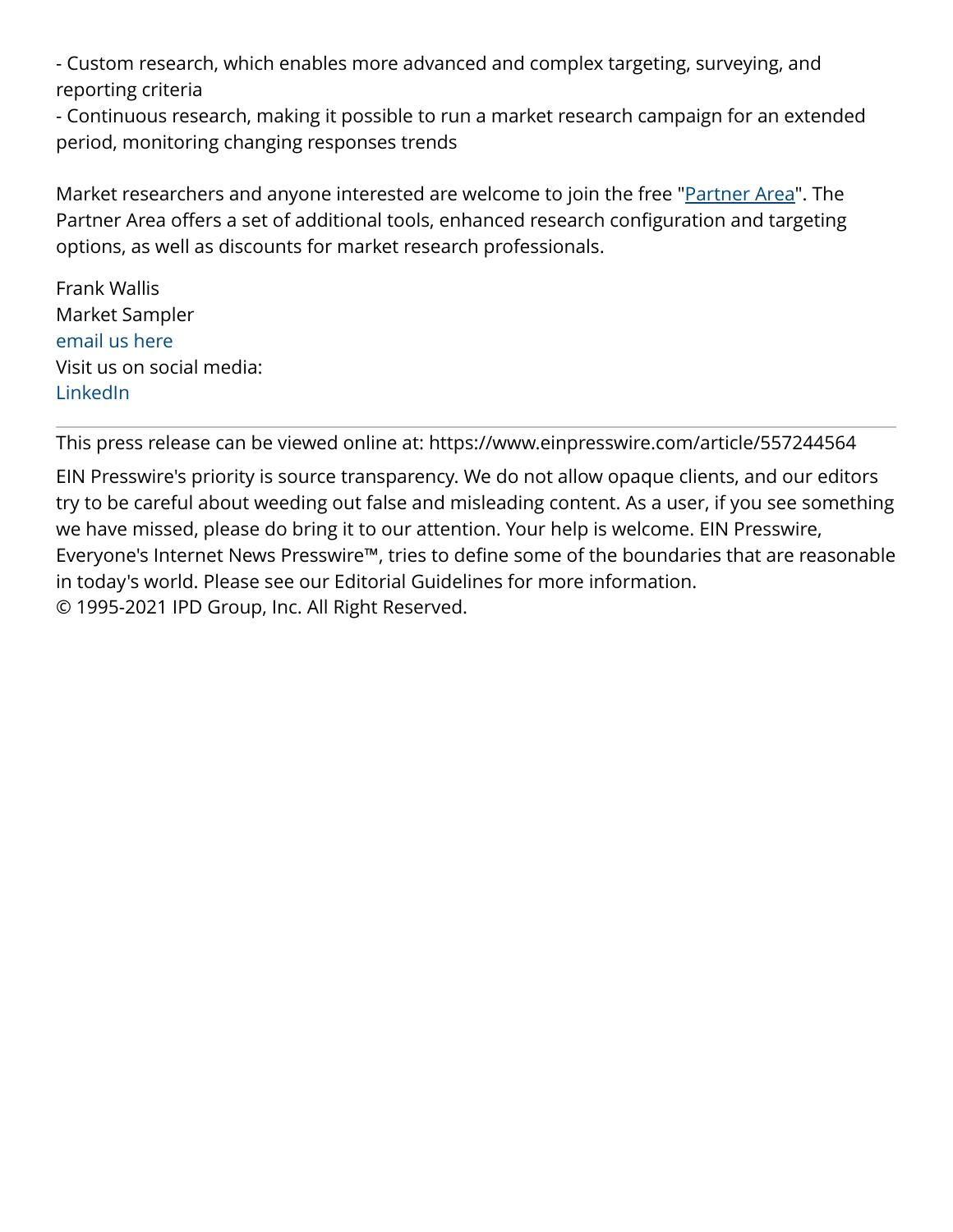- Custom research, which enables more advanced and complex targeting, surveying, and reporting criteria
- Continuous research, making it possible to run a market research campaign for an extended period, monitoring changing responses trends

Market researchers and anyone interested are welcome to join the free "Partner Area". The Partner Area offers a set of additional tools, enhanced research configuration and targeting options, as well as discounts for market research professionals.

Frank Wallis
Market Sampler
email us here
Visit us on social media:
LinkedIn

---

This press release can be viewed online at: https://www.einpresswire.com/article/557244564

EIN Presswire's priority is source transparency. We do not allow opaque clients, and our editors try to be careful about weeding out false and misleading content. As a user, if you see something we have missed, please do bring it to our attention. Your help is welcome. EIN Presswire, Everyone's Internet News Presswire™, tries to define some of the boundaries that are reasonable in today's world. Please see our Editorial Guidelines for more information.
© 1995-2021 IPD Group, Inc. All Right Reserved.